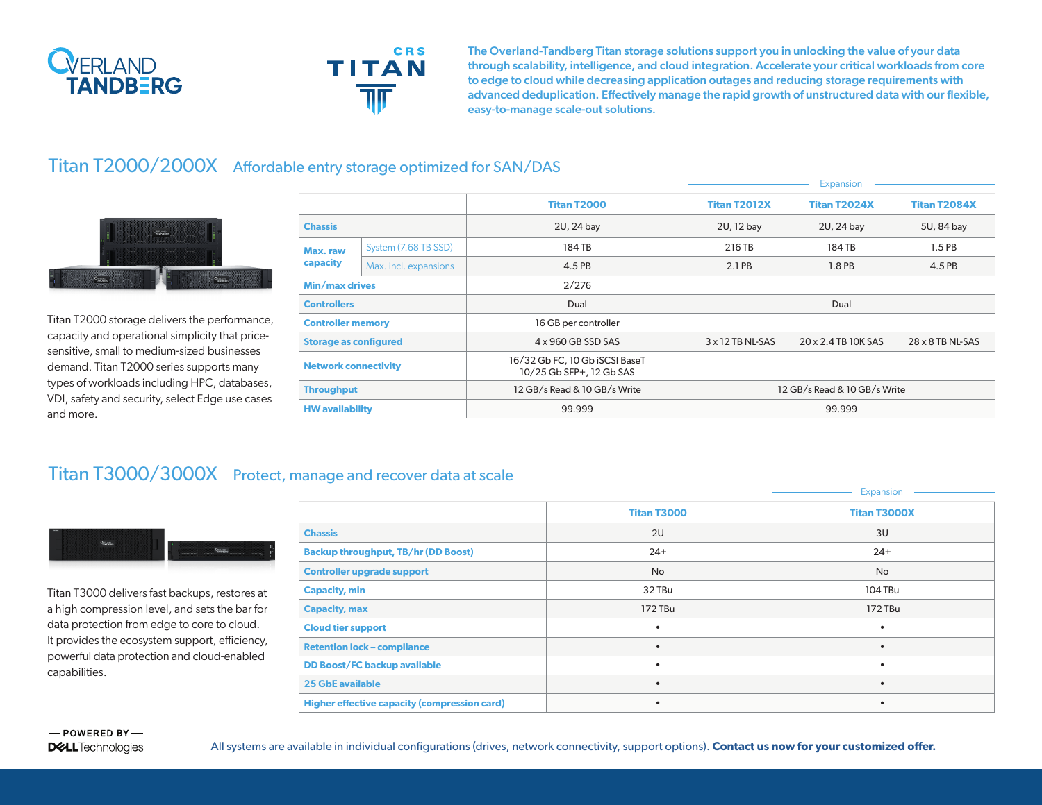The Overland-Tandberg Titan storage solutions support you in unlocking the value of your data through scalability, intelligence, and cloud integration. Accelerate your critical workloads from core to edge to cloud while decreasing application outages and reducing storage requirements with advanced deduplication. Effectively manage the rapid growth of unstructured data with our flexible, easy-to-manage scale-out solutions.

## Titan T2000/2000X Affordable entry storage optimized for SAN/DAS

Titan T2000 storage delivers the performance, capacity and operational simplicity that price-sensitive, small to medium-sized businesses demand. Titan T2000 series supports many types of workloads including HPC, databases, VDI, safety and security, select Edge use cases and more.

| | | | Expansion | | |
|---|---|---|---|---|---|
| | | **Titan T2000** | **Titan T2012X** | **Titan T2024X** | **Titan T2084X** |
| **Chassis** | | 2U, 24 bay | 2U, 12 bay | 2U, 24 bay | 5U, 84 bay |
| **Max. raw capacity** | System (7.68 TB SSD) | 184 TB | 216 TB | 184 TB | 1.5 PB |
| | Max. incl. expansions | 4.5 PB | 2.1 PB | 1.8 PB | 4.5 PB |
| **Min/max drives** | | 2/276 | | | |
| **Controllers** | | Dual | Dual | | |
| **Controller memory** | | 16 GB per controller | | | |
| **Storage as configured** | | 4 x 960 GB SSD SAS | 3 x 12 TB NL-SAS | 20 x 2.4 TB 10K SAS | 28 x 8 TB NL-SAS |
| **Network connectivity** | | 16/32 Gb FC, 10 Gb iSCSI BaseT 10/25 Gb SFP+, 12 Gb SAS | | | |
| **Throughput** | | 12 GB/s Read & 10 GB/s Write | 12 GB/s Read & 10 GB/s Write | | |
| **HW availability** | | 99.999 | 99.999 | | |

## Titan T3000/3000X Protect, manage and recover data at scale

Titan T3000 delivers fast backups, restores at a high compression level, and sets the bar for data protection from edge to core to cloud. It provides the ecosystem support, efficiency, powerful data protection and cloud-enabled capabilities.

| | | Expansion |
|---|---|---|
| | **Titan T3000** | **Titan T3000X** |
| **Chassis** | 2U | 3U |
| **Backup throughput, TB/hr (DD Boost)** | 24+ | 24+ |
| **Controller upgrade support** | No | No |
| **Capacity, min** | 32 TBu | 104 TBu |
| **Capacity, max** | 172 TBu | 172 TBu |
| **Cloud tier support** | • | • |
| **Retention lock – compliance** | • | • |
| **DD Boost/FC backup available** | • | • |
| **25 GbE available** | • | • |
| **Higher effective capacity (compression card)** | • | • |

— POWERED BY — DELL Technologies

All systems are available in individual configurations (drives, network connectivity, support options). **Contact us now for your customized offer.**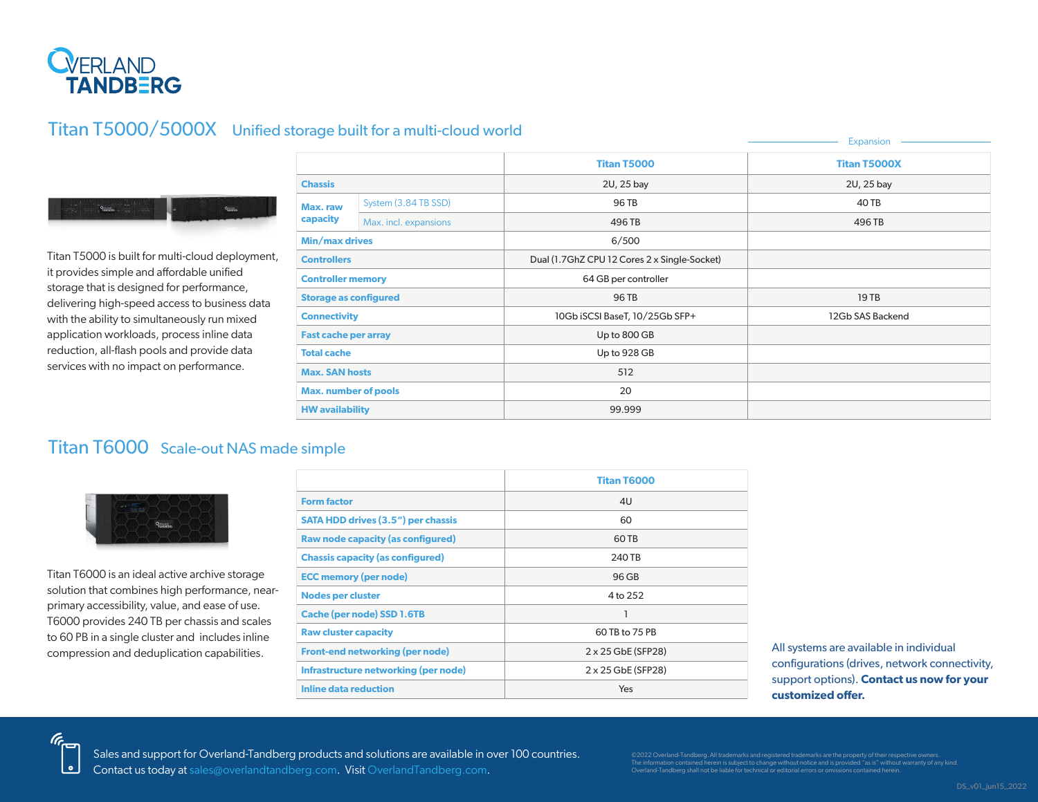# Titan T5000/5000X Unified storage built for a multi-cloud world

Titan T5000 is built for multi-cloud deployment, it provides simple and affordable unified storage that is designed for performance, delivering high-speed access to business data with the ability to simultaneously run mixed application workloads, process inline data reduction, all-flash pools and provide data services with no impact on performance.

| | | Titan T5000 | Expansion: Titan T5000X |
|---|---|---|---|
| Chassis | | 2U, 25 bay | 2U, 25 bay |
| Max. raw capacity | System (3.84 TB SSD) | 96 TB | 40 TB |
| | Max. incl. expansions | 496 TB | 496 TB |
| Min/max drives | | 6/500 | |
| Controllers | | Dual (1.7GHz CPU 12 Cores 2 x Single-Socket) | |
| Controller memory | | 64 GB per controller | |
| Storage as configured | | 96 TB | 19 TB |
| Connectivity | | 10Gb iSCSI BaseT, 10/25Gb SFP+ | 12Gb SAS Backend |
| Fast cache per array | | Up to 800 GB | |
| Total cache | | Up to 928 GB | |
| Max. SAN hosts | | 512 | |
| Max. number of pools | | 20 | |
| HW availability | | 99.999 | |

# Titan T6000 Scale-out NAS made simple

Titan T6000 is an ideal active archive storage solution that combines high performance, near-primary accessibility, value, and ease of use. T6000 provides 240 TB per chassis and scales to 60 PB in a single cluster and includes inline compression and deduplication capabilities.

| | Titan T6000 |
|---|---|
| Form factor | 4U |
| SATA HDD drives (3.5") per chassis | 60 |
| Raw node capacity (as configured) | 60 TB |
| Chassis capacity (as configured) | 240 TB |
| ECC memory (per node) | 96 GB |
| Nodes per cluster | 4 to 252 |
| Cache (per node) SSD 1.6TB | 1 |
| Raw cluster capacity | 60 TB to 75 PB |
| Front-end networking (per node) | 2 x 25 GbE (SFP28) |
| Infrastructure networking (per node) | 2 x 25 GbE (SFP28) |
| Inline data reduction | Yes |

All systems are available in individual configurations (drives, network connectivity, support options). **Contact us now for your customized offer.**

Sales and support for Overland-Tandberg products and solutions are available in over 100 countries. Contact us today at sales@overlandtandberg.com. Visit OverlandTandberg.com.

©2022 Overland-Tandberg. All trademarks and registered trademarks are the property of their respective owners. The information contained herein is subject to change without notice and is provided "as is" without warranty of any kind. Overland-Tandberg shall not be liable for technical or editorial errors or omissions contained herein.

DS_v01_jun15_2022